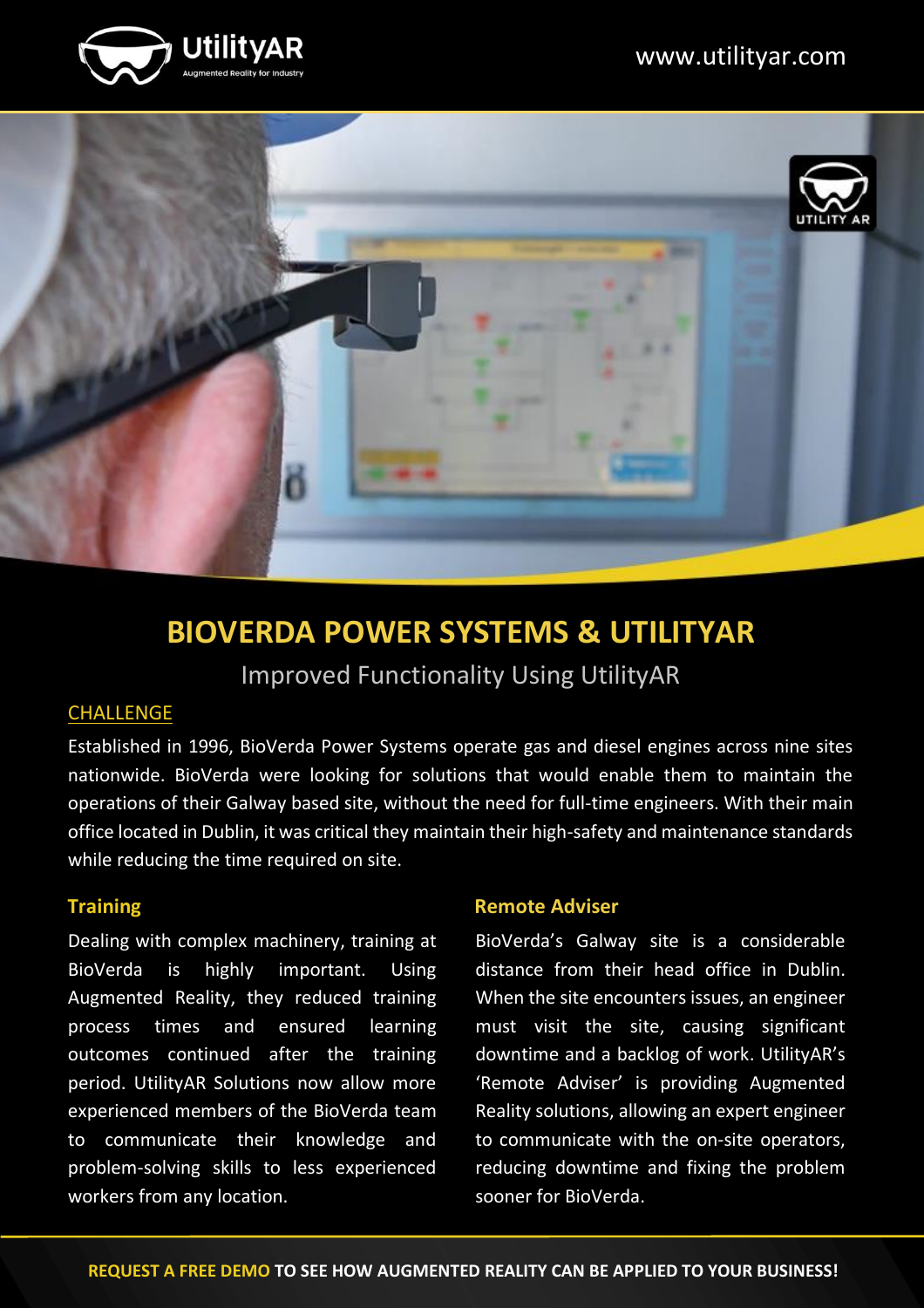UtilityAR

Augmented Reality for Industry

www.utilityar.com

# BIOVERDA POWER SYSTEMS & UTILITYAR

## Improved Functionality Using UtilityAR

### CHALLENGE

Established in 1996, BioVerda Power Systems operate gas and diesel engines across nine sites nationwide. BioVerda were looking for solutions that would enable them to maintain the operations of their Galway based site, without the need for full-time engineers. With their main office located in Dublin, it was critical they maintain their high-safety and maintenance standards while reducing the time required on site.

### Training

Dealing with complex machinery, training at BioVerda is highly important. Using Augmented Reality, they reduced training process times and ensured learning outcomes continued after the training period. UtilityAR Solutions now allow more experienced members of the BioVerda team to communicate their knowledge and problem-solving skills to less experienced workers from any location.

### Remote Adviser

BioVerda's Galway site is a considerable distance from their head office in Dublin. When the site encounters issues, an engineer must visit the site, causing significant downtime and a backlog of work. UtilityAR's 'Remote Adviser' is providing Augmented Reality solutions, allowing an expert engineer to communicate with the on-site operators, reducing downtime and fixing the problem sooner for BioVerda.

**REQUEST A FREE DEMO TO SEE HOW AUGMENTED REALITY CAN BE APPLIED TO YOUR BUSINESS!**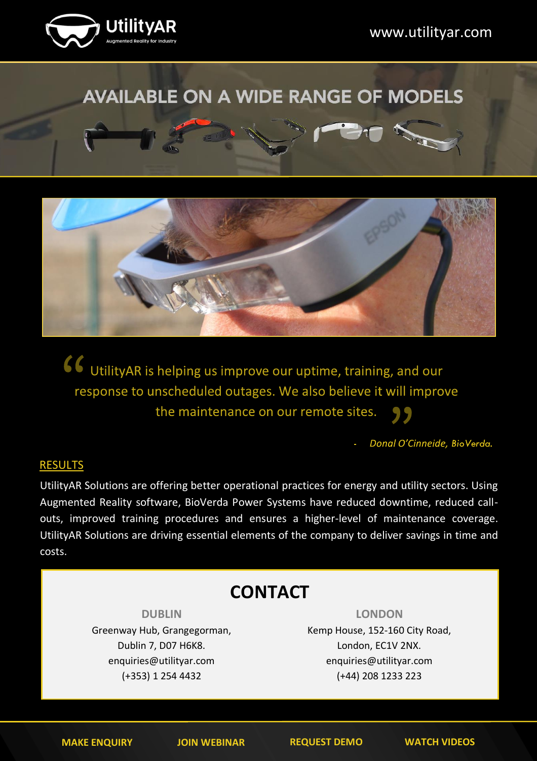UtilityAR

Augmented Reality for Industry

www.utilityar.com

## AVAILABLE ON A WIDE RANGE OF MODELS

> “UtilityAR is helping us improve our uptime, training, and our response to unscheduled outages. We also believe it will improve the maintenance on our remote sites.”

\- *Donal O’Cinneide, BioVerda.*

## RESULTS

UtilityAR Solutions are offering better operational practices for energy and utility sectors. Using Augmented Reality software, BioVerda Power Systems have reduced downtime, reduced call-outs, improved training procedures and ensures a higher-level of maintenance coverage. UtilityAR Solutions are driving essential elements of the company to deliver savings in time and costs.

## CONTACT

**DUBLIN**

Greenway Hub, Grangegorman,
Dublin 7, D07 H6K8.
enquiries@utilityar.com
(+353) 1 254 4432

**LONDON**

Kemp House, 152-160 City Road,
London, EC1V 2NX.
enquiries@utilityar.com
(+44) 208 1233 223

**MAKE ENQUIRY** **JOIN WEBINAR** **REQUEST DEMO** **WATCH VIDEOS**